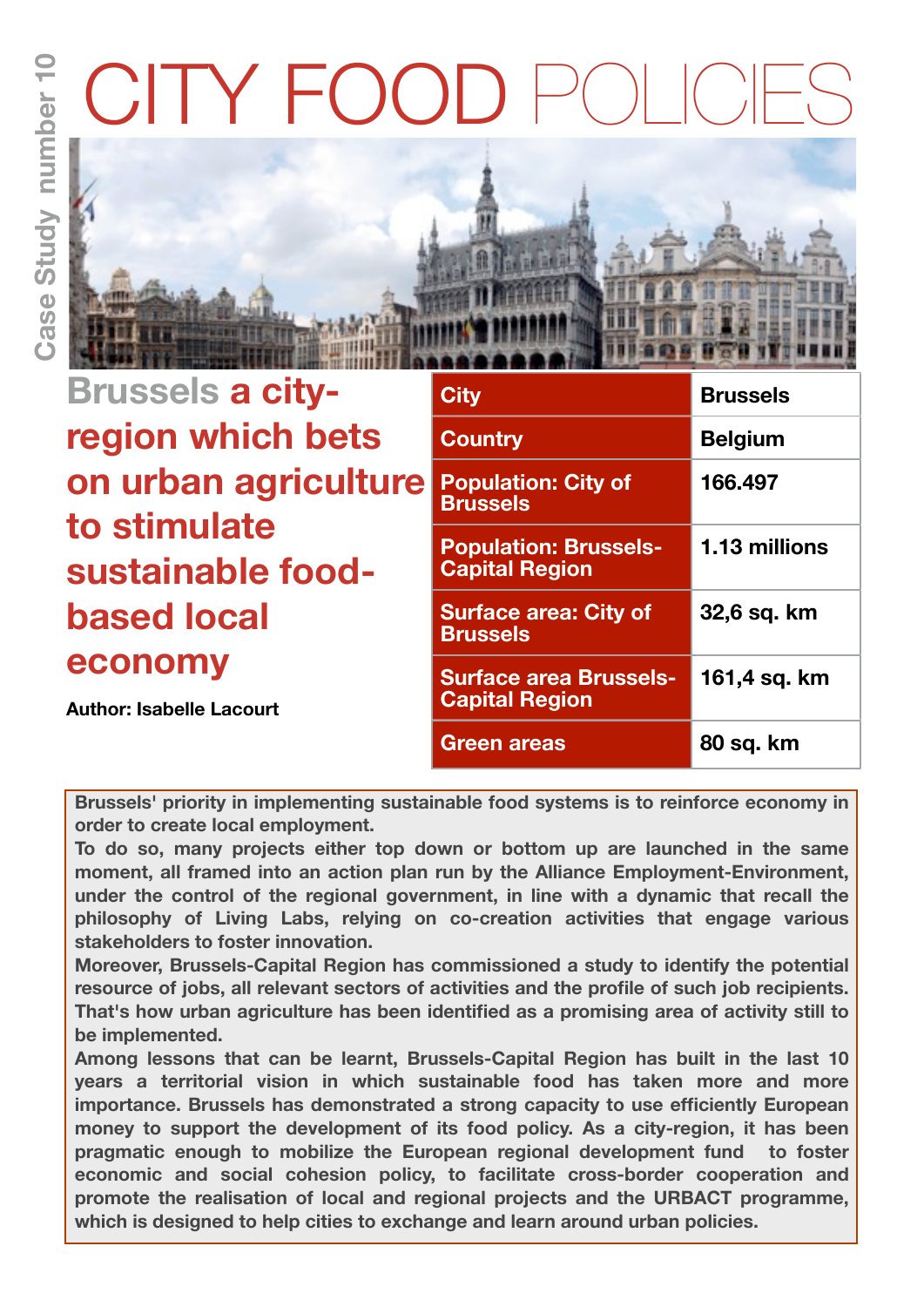Case Study number 10

# CITY FOOD POLICIES

## Brussels a city-region which bets on urban agriculture to stimulate sustainable food-based local economy

**Author: Isabelle Lacourt**

| City | Brussels |
|---|---|
| Country | Belgium |
| Population: City of Brussels | 166.497 |
| Population: Brussels-Capital Region | 1.13 millions |
| Surface area: City of Brussels | 32,6 sq. km |
| Surface area Brussels-Capital Region | 161,4 sq. km |
| Green areas | 80 sq. km |

**Brussels' priority in implementing sustainable food systems is to reinforce economy in order to create local employment.**

**To do so, many projects either top down or bottom up are launched in the same moment, all framed into an action plan run by the Alliance Employment-Environment, under the control of the regional government, in line with a dynamic that recall the philosophy of Living Labs, relying on co-creation activities that engage various stakeholders to foster innovation.**

**Moreover, Brussels-Capital Region has commissioned a study to identify the potential resource of jobs, all relevant sectors of activities and the profile of such job recipients. That's how urban agriculture has been identified as a promising area of activity still to be implemented.**

**Among lessons that can be learnt, Brussels-Capital Region has built in the last 10 years a territorial vision in which sustainable food has taken more and more importance. Brussels has demonstrated a strong capacity to use efficiently European money to support the development of its food policy. As a city-region, it has been pragmatic enough to mobilize the European regional development fund to foster economic and social cohesion policy, to facilitate cross-border cooperation and promote the realisation of local and regional projects and the URBACT programme, which is designed to help cities to exchange and learn around urban policies.**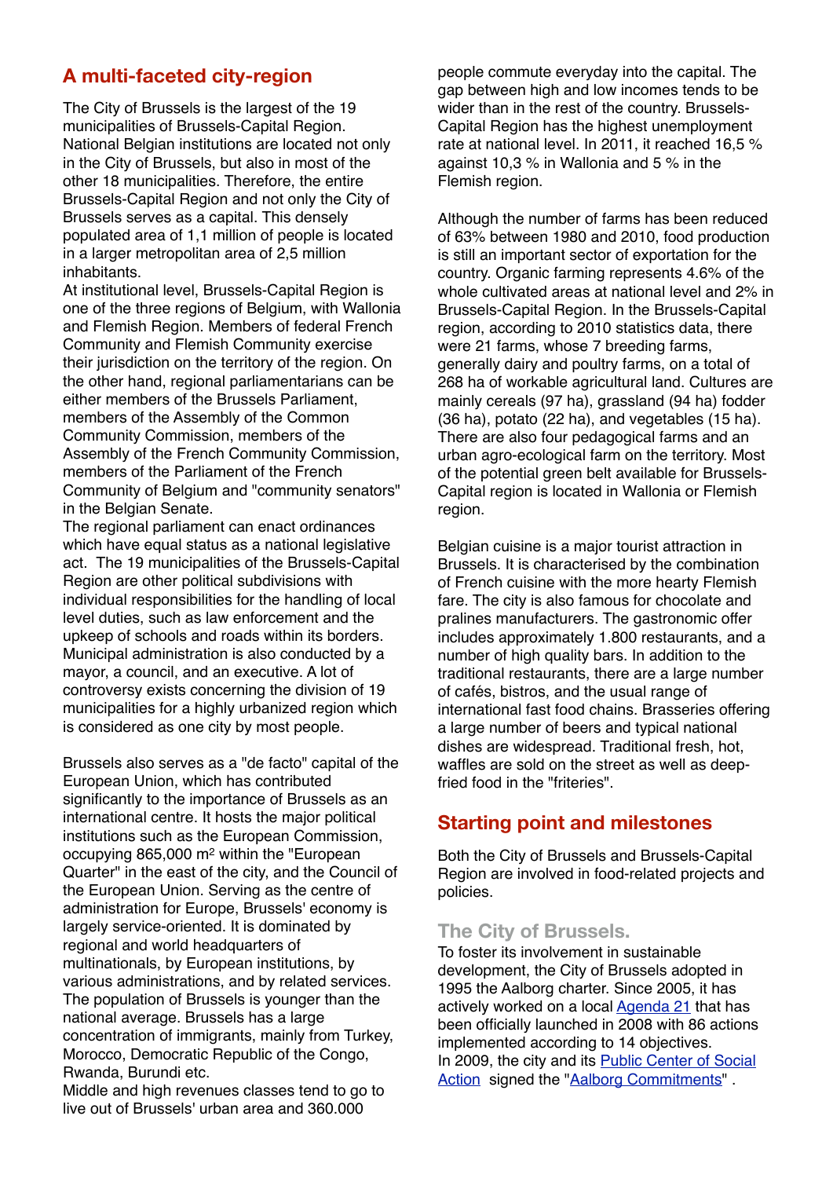## A multi-faceted city-region

The City of Brussels is the largest of the 19 municipalities of Brussels-Capital Region. National Belgian institutions are located not only in the City of Brussels, but also in most of the other 18 municipalities. Therefore, the entire Brussels-Capital Region and not only the City of Brussels serves as a capital. This densely populated area of 1,1 million of people is located in a larger metropolitan area of 2,5 million inhabitants.

At institutional level, Brussels-Capital Region is one of the three regions of Belgium, with Wallonia and Flemish Region. Members of federal French Community and Flemish Community exercise their jurisdiction on the territory of the region. On the other hand, regional parliamentarians can be either members of the Brussels Parliament, members of the Assembly of the Common Community Commission, members of the Assembly of the French Community Commission, members of the Parliament of the French Community of Belgium and "community senators" in the Belgian Senate.

The regional parliament can enact ordinances which have equal status as a national legislative act. The 19 municipalities of the Brussels-Capital Region are other political subdivisions with individual responsibilities for the handling of local level duties, such as law enforcement and the upkeep of schools and roads within its borders. Municipal administration is also conducted by a mayor, a council, and an executive. A lot of controversy exists concerning the division of 19 municipalities for a highly urbanized region which is considered as one city by most people.

Brussels also serves as a "de facto" capital of the European Union, which has contributed significantly to the importance of Brussels as an international centre. It hosts the major political institutions such as the European Commission, occupying 865,000 m$^2$ within the "European Quarter" in the east of the city, and the Council of the European Union. Serving as the centre of administration for Europe, Brussels' economy is largely service-oriented. It is dominated by regional and world headquarters of multinationals, by European institutions, by various administrations, and by related services. The population of Brussels is younger than the national average. Brussels has a large concentration of immigrants, mainly from Turkey, Morocco, Democratic Republic of the Congo, Rwanda, Burundi etc.

Middle and high revenues classes tend to go to live out of Brussels' urban area and 360.000 people commute everyday into the capital. The gap between high and low incomes tends to be wider than in the rest of the country. Brussels-Capital Region has the highest unemployment rate at national level. In 2011, it reached 16,5 % against 10,3 % in Wallonia and 5 % in the Flemish region.

Although the number of farms has been reduced of 63% between 1980 and 2010, food production is still an important sector of exportation for the country. Organic farming represents 4.6% of the whole cultivated areas at national level and 2% in Brussels-Capital Region. In the Brussels-Capital region, according to 2010 statistics data, there were 21 farms, whose 7 breeding farms, generally dairy and poultry farms, on a total of 268 ha of workable agricultural land. Cultures are mainly cereals (97 ha), grassland (94 ha) fodder (36 ha), potato (22 ha), and vegetables (15 ha). There are also four pedagogical farms and an urban agro-ecological farm on the territory. Most of the potential green belt available for Brussels-Capital region is located in Wallonia or Flemish region.

Belgian cuisine is a major tourist attraction in Brussels. It is characterised by the combination of French cuisine with the more hearty Flemish fare. The city is also famous for chocolate and pralines manufacturers. The gastronomic offer includes approximately 1.800 restaurants, and a number of high quality bars. In addition to the traditional restaurants, there are a large number of cafés, bistros, and the usual range of international fast food chains. Brasseries offering a large number of beers and typical national dishes are widespread. Traditional fresh, hot, waffles are sold on the street as well as deep-fried food in the "friteries".

## Starting point and milestones

Both the City of Brussels and Brussels-Capital Region are involved in food-related projects and policies.

### The City of Brussels.

To foster its involvement in sustainable development, the City of Brussels adopted in 1995 the Aalborg charter. Since 2005, it has actively worked on a local Agenda 21 that has been officially launched in 2008 with 86 actions implemented according to 14 objectives.

In 2009, the city and its Public Center of Social Action signed the "Aalborg Commitments" .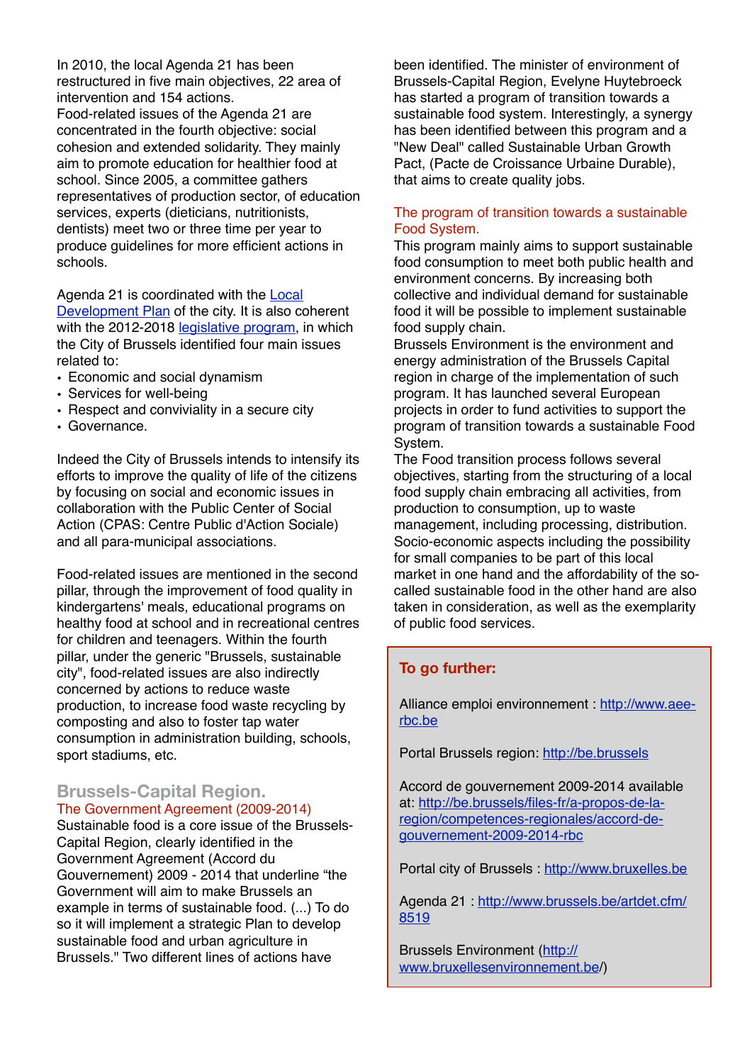In 2010, the local Agenda 21 has been restructured in five main objectives, 22 area of intervention and 154 actions.
Food-related issues of the Agenda 21 are concentrated in the fourth objective: social cohesion and extended solidarity. They mainly aim to promote education for healthier food at school. Since 2005, a committee gathers representatives of production sector, of education services, experts (dieticians, nutritionists, dentists) meet two or three time per year to produce guidelines for more efficient actions in schools.

Agenda 21 is coordinated with the [Local Development Plan]() of the city. It is also coherent with the 2012-2018 [legislative program](), in which the City of Brussels identified four main issues related to:

- Economic and social dynamism
- Services for well-being
- Respect and conviviality in a secure city
- Governance.

Indeed the City of Brussels intends to intensify its efforts to improve the quality of life of the citizens by focusing on social and economic issues in collaboration with the Public Center of Social Action (CPAS: Centre Public d'Action Sociale) and all para-municipal associations.

Food-related issues are mentioned in the second pillar, through the improvement of food quality in kindergartens' meals, educational programs on healthy food at school and in recreational centres for children and teenagers. Within the fourth pillar, under the generic "Brussels, sustainable city", food-related issues are also indirectly concerned by actions to reduce waste production, to increase food waste recycling by composting and also to foster tap water consumption in administration building, schools, sport stadiums, etc.

## Brussels-Capital Region.

### The Government Agreement (2009-2014)

Sustainable food is a core issue of the Brussels-Capital Region, clearly identified in the Government Agreement (Accord du Gouvernement) 2009 - 2014 that underline "the Government will aim to make Brussels an example in terms of sustainable food. (...) To do so it will implement a strategic Plan to develop sustainable food and urban agriculture in Brussels." Two different lines of actions have been identified. The minister of environment of Brussels-Capital Region, Evelyne Huytebroeck has started a program of transition towards a sustainable food system. Interestingly, a synergy has been identified between this program and a "New Deal" called Sustainable Urban Growth Pact, (Pacte de Croissance Urbaine Durable), that aims to create quality jobs.

### The program of transition towards a sustainable Food System.

This program mainly aims to support sustainable food consumption to meet both public health and environment concerns. By increasing both collective and individual demand for sustainable food it will be possible to implement sustainable food supply chain.
Brussels Environment is the environment and energy administration of the Brussels Capital region in charge of the implementation of such program. It has launched several European projects in order to fund activities to support the program of transition towards a sustainable Food System.
The Food transition process follows several objectives, starting from the structuring of a local food supply chain embracing all activities, from production to consumption, up to waste management, including processing, distribution. Socio-economic aspects including the possibility for small companies to be part of this local market in one hand and the affordability of the so-called sustainable food in the other hand are also taken in consideration, as well as the exemplarity of public food services.

**To go further:**

Alliance emploi environnement : http://www.aee-rbc.be

Portal Brussels region: http://be.brussels

Accord de gouvernement 2009-2014 available at: http://be.brussels/files-fr/a-propos-de-la-region/competences-regionales/accord-de-gouvernement-2009-2014-rbc

Portal city of Brussels : http://www.bruxelles.be

Agenda 21 : http://www.brussels.be/artdet.cfm/8519

Brussels Environment (http://www.bruxellesenvironnement.be/)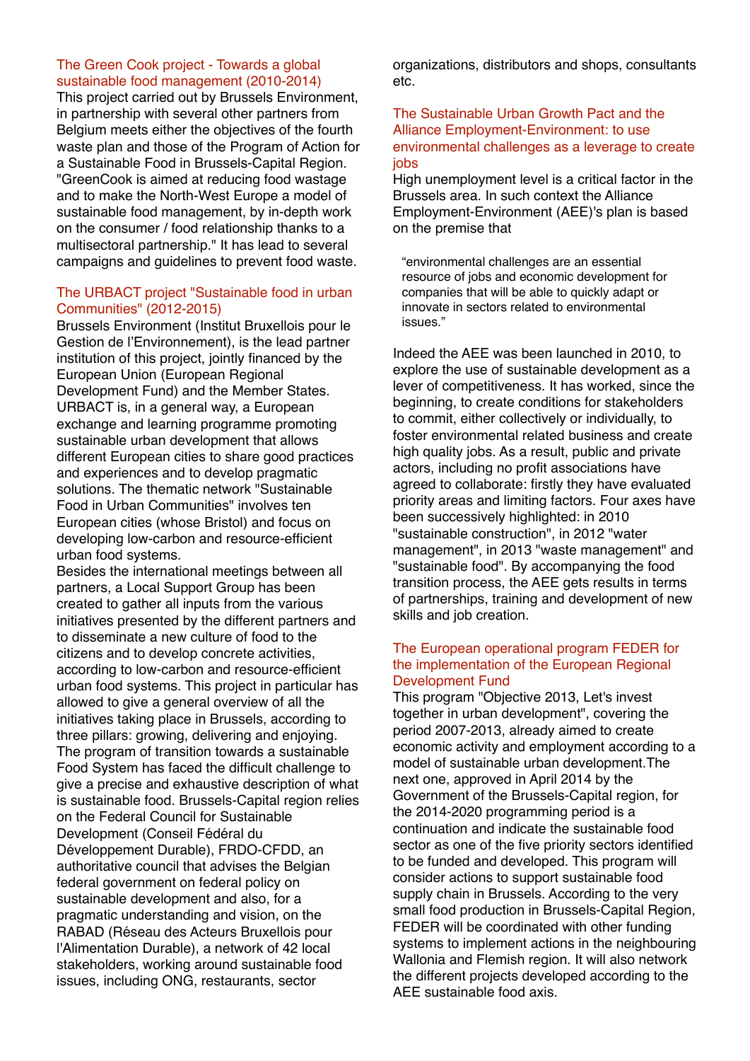### The Green Cook project - Towards a global sustainable food management (2010-2014)

This project carried out by Brussels Environment, in partnership with several other partners from Belgium meets either the objectives of the fourth waste plan and those of the Program of Action for a Sustainable Food in Brussels-Capital Region. "GreenCook is aimed at reducing food wastage and to make the North-West Europe a model of sustainable food management, by in-depth work on the consumer / food relationship thanks to a multisectoral partnership." It has lead to several campaigns and guidelines to prevent food waste.

### The URBACT project "Sustainable food in urban Communities" (2012-2015)

Brussels Environment (Institut Bruxellois pour le Gestion de l'Environnement), is the lead partner institution of this project, jointly financed by the European Union (European Regional Development Fund) and the Member States. URBACT is, in a general way, a European exchange and learning programme promoting sustainable urban development that allows different European cities to share good practices and experiences and to develop pragmatic solutions. The thematic network "Sustainable Food in Urban Communities" involves ten European cities (whose Bristol) and focus on developing low-carbon and resource-efficient urban food systems.

Besides the international meetings between all partners, a Local Support Group has been created to gather all inputs from the various initiatives presented by the different partners and to disseminate a new culture of food to the citizens and to develop concrete activities, according to low-carbon and resource-efficient urban food systems. This project in particular has allowed to give a general overview of all the initiatives taking place in Brussels, according to three pillars: growing, delivering and enjoying. The program of transition towards a sustainable Food System has faced the difficult challenge to give a precise and exhaustive description of what is sustainable food. Brussels-Capital region relies on the Federal Council for Sustainable Development (Conseil Fédéral du Développement Durable), FRDO-CFDD, an authoritative council that advises the Belgian federal government on federal policy on sustainable development and also, for a pragmatic understanding and vision, on the RABAD (Réseau des Acteurs Bruxellois pour l'Alimentation Durable), a network of 42 local stakeholders, working around sustainable food issues, including ONG, restaurants, sector organizations, distributors and shops, consultants etc.

### The Sustainable Urban Growth Pact and the Alliance Employment-Environment: to use environmental challenges as a leverage to create jobs

High unemployment level is a critical factor in the Brussels area. In such context the Alliance Employment-Environment (AEE)'s plan is based on the premise that

> "environmental challenges are an essential resource of jobs and economic development for companies that will be able to quickly adapt or innovate in sectors related to environmental issues."

Indeed the AEE was been launched in 2010, to explore the use of sustainable development as a lever of competitiveness. It has worked, since the beginning, to create conditions for stakeholders to commit, either collectively or individually, to foster environmental related business and create high quality jobs. As a result, public and private actors, including no profit associations have agreed to collaborate: firstly they have evaluated priority areas and limiting factors. Four axes have been successively highlighted: in 2010 "sustainable construction", in 2012 "water management", in 2013 "waste management" and "sustainable food". By accompanying the food transition process, the AEE gets results in terms of partnerships, training and development of new skills and job creation.

### The European operational program FEDER for the implementation of the European Regional Development Fund

This program "Objective 2013, Let's invest together in urban development", covering the period 2007-2013, already aimed to create economic activity and employment according to a model of sustainable urban development.The next one, approved in April 2014 by the Government of the Brussels-Capital region, for the 2014-2020 programming period is a continuation and indicate the sustainable food sector as one of the five priority sectors identified to be funded and developed. This program will consider actions to support sustainable food supply chain in Brussels. According to the very small food production in Brussels-Capital Region, FEDER will be coordinated with other funding systems to implement actions in the neighbouring Wallonia and Flemish region. It will also network the different projects developed according to the AEE sustainable food axis.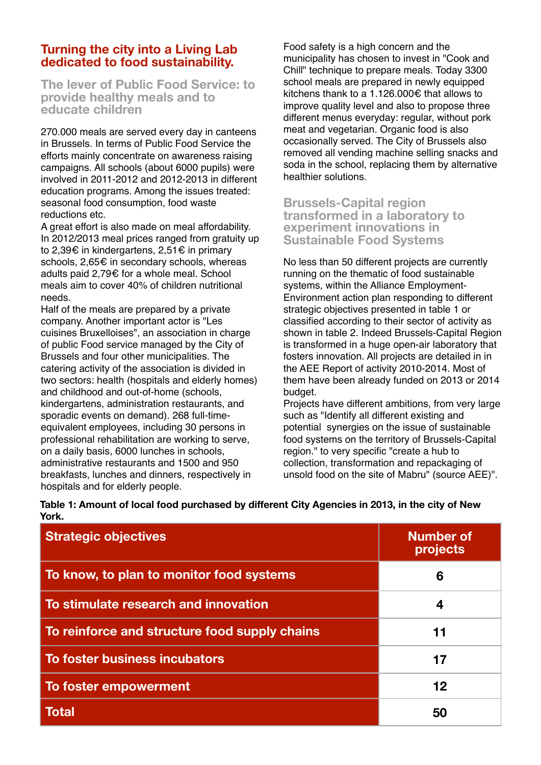## Turning the city into a Living Lab dedicated to food sustainability.

### The lever of Public Food Service: to provide healthy meals and to educate children

270.000 meals are served every day in canteens in Brussels. In terms of Public Food Service the efforts mainly concentrate on awareness raising campaigns. All schools (about 6000 pupils) were involved in 2011-2012 and 2012-2013 in different education programs. Among the issues treated: seasonal food consumption, food waste reductions etc.
A great effort is also made on meal affordability. In 2012/2013 meal prices ranged from gratuity up to 2,39€ in kindergartens, 2,51€ in primary schools, 2,65€ in secondary schools, whereas adults paid 2,79€ for a whole meal. School meals aim to cover 40% of children nutritional needs.
Half of the meals are prepared by a private company. Another important actor is "Les cuisines Bruxelloises", an association in charge of public Food service managed by the City of Brussels and four other municipalities. The catering activity of the association is divided in two sectors: health (hospitals and elderly homes) and childhood and out-of-home (schools, kindergartens, administration restaurants, and sporadic events on demand). 268 full-time-equivalent employees, including 30 persons in professional rehabilitation are working to serve, on a daily basis, 6000 lunches in schools, administrative restaurants and 1500 and 950 breakfasts, lunches and dinners, respectively in hospitals and for elderly people.

Food safety is a high concern and the municipality has chosen to invest in "Cook and Chill" technique to prepare meals. Today 3300 school meals are prepared in newly equipped kitchens thank to a 1.126.000€ that allows to improve quality level and also to propose three different menus everyday: regular, without pork meat and vegetarian. Organic food is also occasionally served. The City of Brussels also removed all vending machine selling snacks and soda in the school, replacing them by alternative healthier solutions.

### Brussels-Capital region transformed in a laboratory to experiment innovations in Sustainable Food Systems

No less than 50 different projects are currently running on the thematic of food sustainable systems, within the Alliance Employment-Environment action plan responding to different strategic objectives presented in table 1 or classified according to their sector of activity as shown in table 2. Indeed Brussels-Capital Region is transformed in a huge open-air laboratory that fosters innovation. All projects are detailed in in the AEE Report of activity 2010-2014. Most of them have been already funded on 2013 or 2014 budget.
Projects have different ambitions, from very large such as "Identify all different existing and potential synergies on the issue of sustainable food systems on the territory of Brussels-Capital region." to very specific "create a hub to collection, transformation and repackaging of unsold food on the site of Mabru" (source AEE)".

**Table 1: Amount of local food purchased by different City Agencies in 2013, in the city of New York.**

| Strategic objectives | Number of projects |
|---|---|
| To know, to plan to monitor food systems | 6 |
| To stimulate research and innovation | 4 |
| To reinforce and structure food supply chains | 11 |
| To foster business incubators | 17 |
| To foster empowerment | 12 |
| Total | 50 |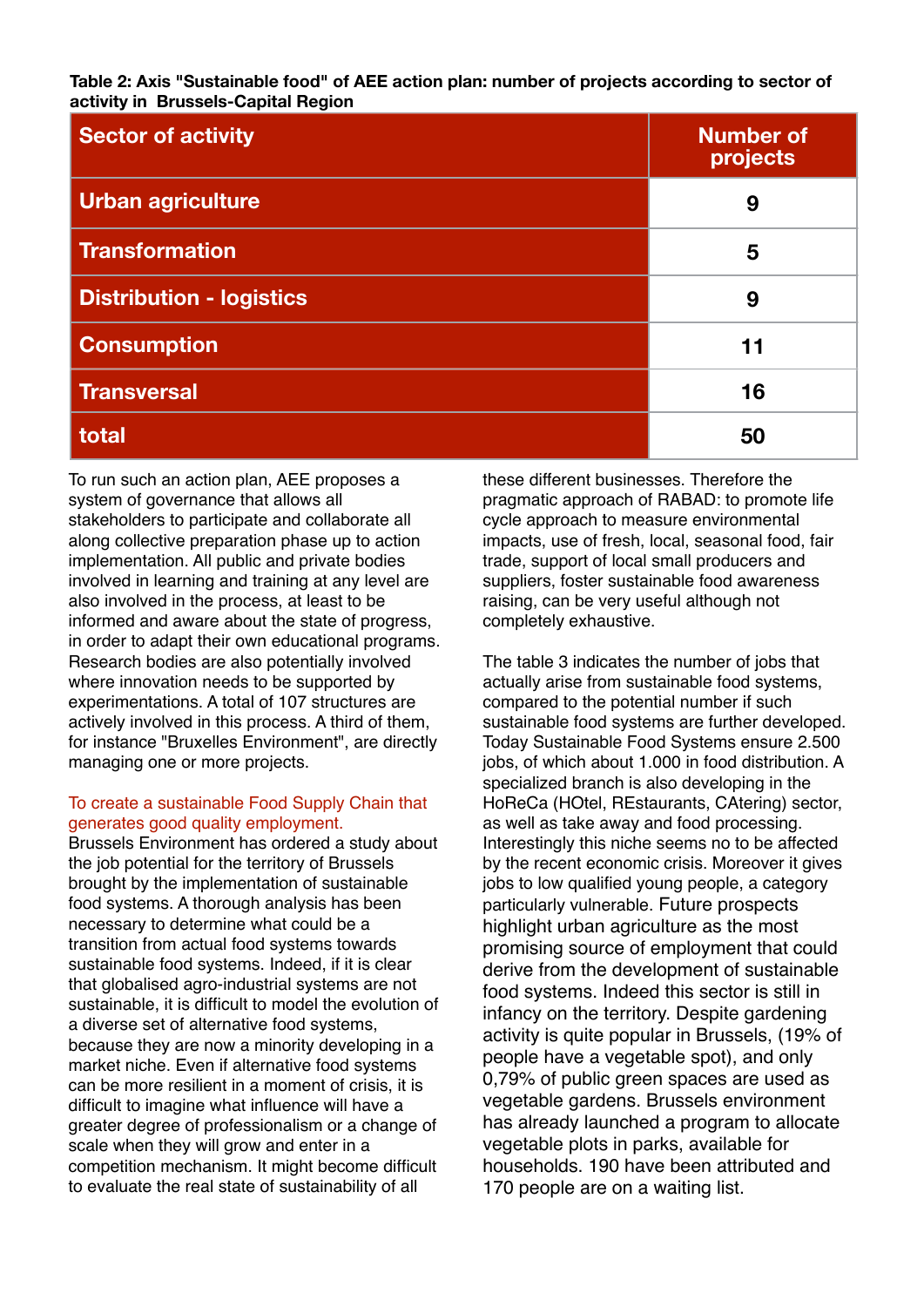**Table 2: Axis "Sustainable food" of AEE action plan: number of projects according to sector of activity in Brussels-Capital Region**

| Sector of activity | Number of projects |
|---|---|
| Urban agriculture | 9 |
| Transformation | 5 |
| Distribution - logistics | 9 |
| Consumption | 11 |
| Transversal | 16 |
| total | 50 |

To run such an action plan, AEE proposes a system of governance that allows all stakeholders to participate and collaborate all along collective preparation phase up to action implementation. All public and private bodies involved in learning and training at any level are also involved in the process, at least to be informed and aware about the state of progress, in order to adapt their own educational programs. Research bodies are also potentially involved where innovation needs to be supported by experimentations. A total of 107 structures are actively involved in this process. A third of them, for instance "Bruxelles Environment", are directly managing one or more projects.

## To create a sustainable Food Supply Chain that generates good quality employment.

Brussels Environment has ordered a study about the job potential for the territory of Brussels brought by the implementation of sustainable food systems. A thorough analysis has been necessary to determine what could be a transition from actual food systems towards sustainable food systems. Indeed, if it is clear that globalised agro-industrial systems are not sustainable, it is difficult to model the evolution of a diverse set of alternative food systems, because they are now a minority developing in a market niche. Even if alternative food systems can be more resilient in a moment of crisis, it is difficult to imagine what influence will have a greater degree of professionalism or a change of scale when they will grow and enter in a competition mechanism. It might become difficult to evaluate the real state of sustainability of all these different businesses. Therefore the pragmatic approach of RABAD: to promote life cycle approach to measure environmental impacts, use of fresh, local, seasonal food, fair trade, support of local small producers and suppliers, foster sustainable food awareness raising, can be very useful although not completely exhaustive.

The table 3 indicates the number of jobs that actually arise from sustainable food systems, compared to the potential number if such sustainable food systems are further developed. Today Sustainable Food Systems ensure 2.500 jobs, of which about 1.000 in food distribution. A specialized branch is also developing in the HoReCa (HOtel, REstaurants, CAtering) sector, as well as take away and food processing. Interestingly this niche seems no to be affected by the recent economic crisis. Moreover it gives jobs to low qualified young people, a category particularly vulnerable. Future prospects highlight urban agriculture as the most promising source of employment that could derive from the development of sustainable food systems. Indeed this sector is still in infancy on the territory. Despite gardening activity is quite popular in Brussels, (19% of people have a vegetable spot), and only 0,79% of public green spaces are used as vegetable gardens. Brussels environment has already launched a program to allocate vegetable plots in parks, available for households. 190 have been attributed and 170 people are on a waiting list.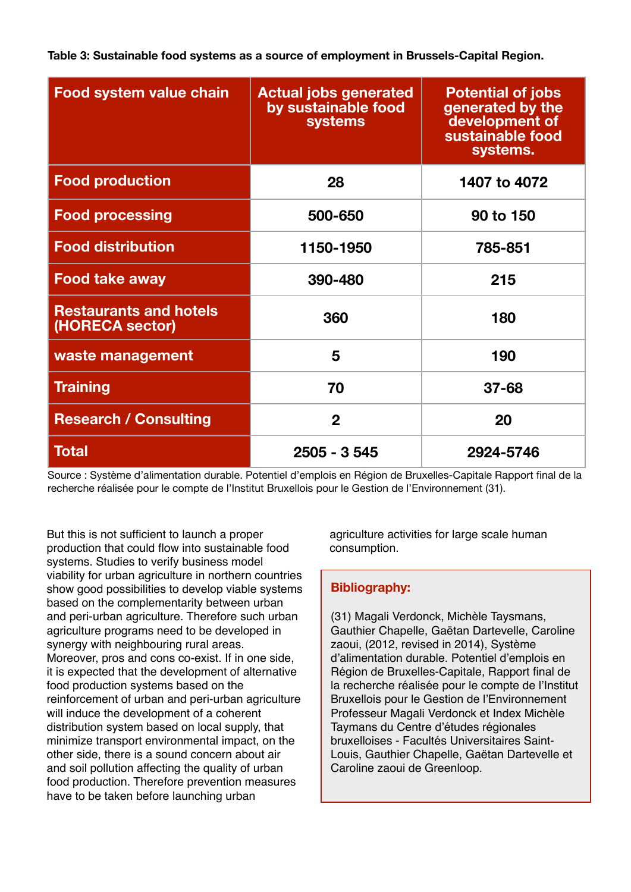**Table 3: Sustainable food systems as a source of employment in Brussels-Capital Region.**

| Food system value chain | Actual jobs generated by sustainable food systems | Potential of jobs generated by the development of sustainable food systems. |
|---|---|---|
| Food production | 28 | 1407 to 4072 |
| Food processing | 500-650 | 90 to 150 |
| Food distribution | 1150-1950 | 785-851 |
| Food take away | 390-480 | 215 |
| Restaurants and hotels (HORECA sector) | 360 | 180 |
| waste management | 5 | 190 |
| Training | 70 | 37-68 |
| Research / Consulting | 2 | 20 |
| Total | 2505 - 3 545 | 2924-5746 |

Source : Système d'alimentation durable. Potentiel d'emplois en Région de Bruxelles-Capitale Rapport final de la recherche réalisée pour le compte de l'Institut Bruxellois pour le Gestion de l'Environnement (31).

But this is not sufficient to launch a proper production that could flow into sustainable food systems. Studies to verify business model viability for urban agriculture in northern countries show good possibilities to develop viable systems based on the complementarity between urban and peri-urban agriculture. Therefore such urban agriculture programs need to be developed in synergy with neighbouring rural areas. Moreover, pros and cons co-exist. If in one side, it is expected that the development of alternative food production systems based on the reinforcement of urban and peri-urban agriculture will induce the development of a coherent distribution system based on local supply, that minimize transport environmental impact, on the other side, there is a sound concern about air and soil pollution affecting the quality of urban food production. Therefore prevention measures have to be taken before launching urban agriculture activities for large scale human consumption.

**Bibliography:**

(31) Magali Verdonck, Michèle Taysmans, Gauthier Chapelle, Gaëtan Dartevelle, Caroline zaoui, (2012, revised in 2014), Système d'alimentation durable. Potentiel d'emplois en Région de Bruxelles-Capitale, Rapport final de la recherche réalisée pour le compte de l'Institut Bruxellois pour le Gestion de l'Environnement Professeur Magali Verdonck et Index Michèle Taymans du Centre d'études régionales bruxelloises - Facultés Universitaires Saint-Louis, Gauthier Chapelle, Gaëtan Dartevelle et Caroline zaoui de Greenloop.